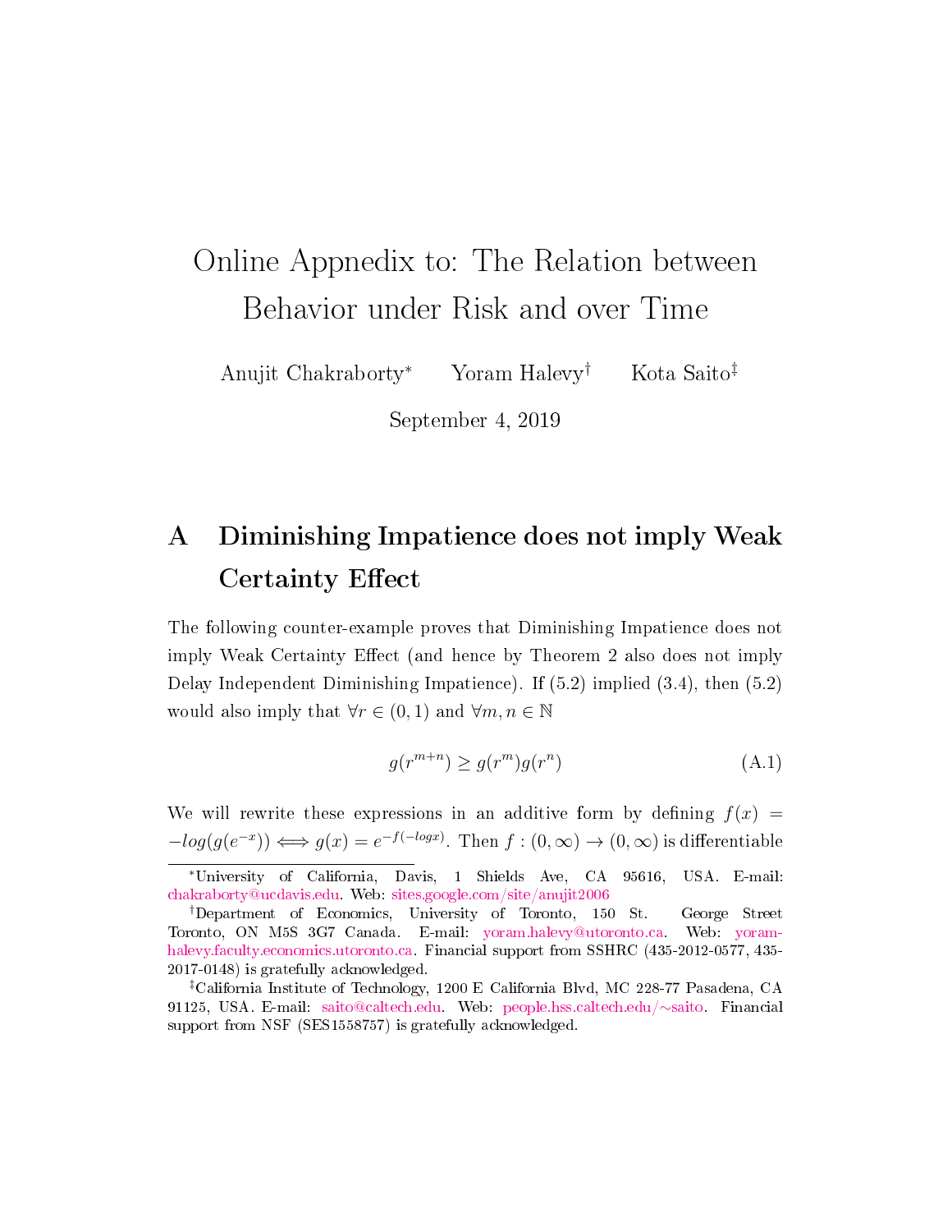# Online Appnedix to: The Relation between Behavior under Risk and over Time

Anujit Chakraborty[*] Yoram Halevy[†] Kota Saito[‡]

September 4, 2019

## A Diminishing Impatience does not imply Weak Certainty Effect

The following counter-example proves that Diminishing Impatience does not imply Weak Certainty Effect (and hence by Theorem 2 also does not imply Delay Independent Diminishing Impatience). If (5.2) implied (3.4), then (5.2) would also imply that $\forall r \in (0,1)$ and $\forall m, n \in \mathbb{N}$

$$g(r^{m+n}) \geq g(r^m)g(r^n) \tag{A.1}$$

We will rewrite these expressions in an additive form by defining $f(x) = -log(g(e^{-x})) \iff g(x) = e^{-f(-log x)}$. Then $f : (0, \infty) \to (0, \infty)$ is differentiable

---

[*] University of California, Davis, 1 Shields Ave, CA 95616, USA. E-mail: chakraborty@ucdavis.edu. Web: sites.google.com/site/anujit2006

[†] Department of Economics, University of Toronto, 150 St. George Street Toronto, ON M5S 3G7 Canada. E-mail: yoram.halevy@utoronto.ca. Web: yoram-halevy.faculty.economics.utoronto.ca. Financial support from SSHRC (435-2012-0577, 435-2017-0148) is gratefully acknowledged.

[‡] California Institute of Technology, 1200 E California Blvd, MC 228-77 Pasadena, CA 91125, USA. E-mail: saito@caltech.edu. Web: people.hss.caltech.edu/∼saito. Financial support from NSF (SES1558757) is gratefully acknowledged.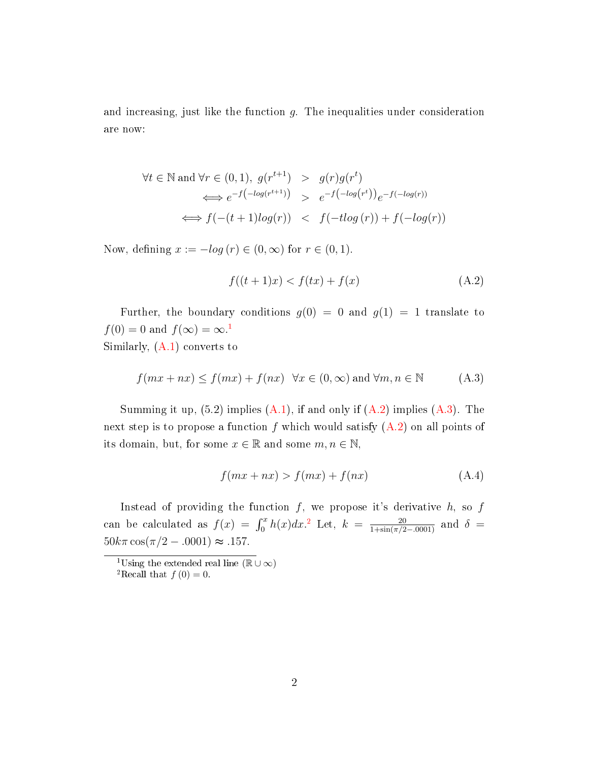and increasing, just like the function $g$. The inequalities under consideration are now:

$$
\begin{aligned}
\forall t \in \mathbb{N} \text{ and } \forall r \in (0,1),\ g(r^{t+1}) &> g(r)g(r^t) \\
\iff e^{-f\left(-log(r^{t+1})\right)} &> e^{-f\left(-log\left(r^t\right)\right)}e^{-f(-log(r))} \\
\iff f(-(t+1)log(r)) &< f(-tlog\,(r)) + f(-log(r))
\end{aligned}
$$

Now, defining $x := -log\,(r) \in (0, \infty)$ for $r \in (0,1)$.

$$
f((t+1)x) < f(tx) + f(x) \tag{A.2}
$$

Further, the boundary conditions $g(0) = 0$ and $g(1) = 1$ translate to $f(0) = 0$ and $f(\infty) = \infty$.[1]
Similarly, (A.1) converts to

$$
f(mx + nx) \leq f(mx) + f(nx) \quad \forall x \in (0, \infty) \text{ and } \forall m, n \in \mathbb{N} \tag{A.3}
$$

Summing it up, (5.2) implies (A.1), if and only if (A.2) implies (A.3). The next step is to propose a function $f$ which would satisfy (A.2) on all points of its domain, but, for some $x \in \mathbb{R}$ and some $m, n \in \mathbb{N}$,

$$
f(mx + nx) > f(mx) + f(nx) \tag{A.4}
$$

Instead of providing the function $f$, we propose it's derivative $h$, so $f$ can be calculated as $f(x) = \int_0^x h(x)dx$.[2] Let, $k = \frac{20}{1+\sin(\pi/2 - .0001)}$ and $\delta = 50k\pi\cos(\pi/2 - .0001) \approx .157$.

[1] Using the extended real line ($\mathbb{R} \cup \infty$)

[2] Recall that $f\,(0) = 0$.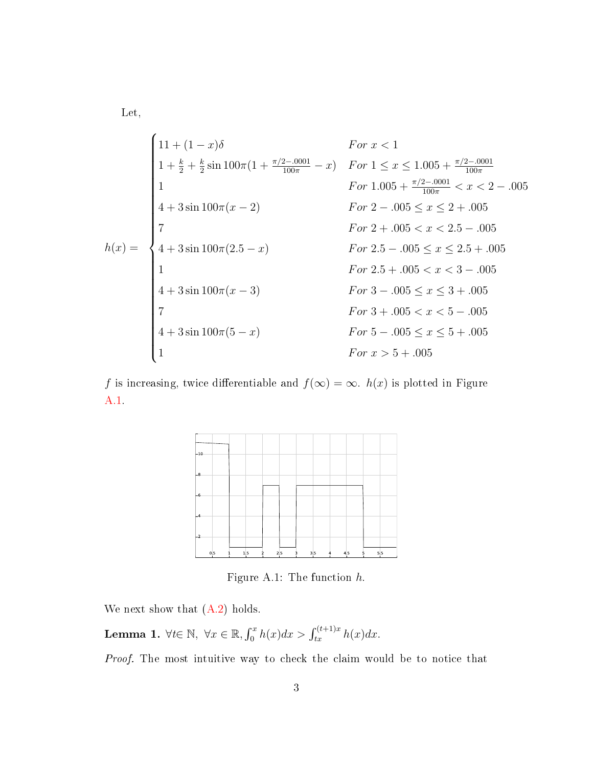Let,

$$
h(x) = \begin{cases}
11 + (1-x)\delta & For\ x < 1 \\
1 + \frac{k}{2} + \frac{k}{2}\sin 100\pi(1 + \frac{\pi/2 - .0001}{100\pi} - x) & For\ 1 \leq x \leq 1.005 + \frac{\pi/2 - .0001}{100\pi} \\
1 & For\ 1.005 + \frac{\pi/2 - .0001}{100\pi} < x < 2 - .005 \\
4 + 3\sin 100\pi(x-2) & For\ 2 - .005 \leq x \leq 2 + .005 \\
7 & For\ 2 + .005 < x < 2.5 - .005 \\
4 + 3\sin 100\pi(2.5 - x) & For\ 2.5 - .005 \leq x \leq 2.5 + .005 \\
1 & For\ 2.5 + .005 < x < 3 - .005 \\
4 + 3\sin 100\pi(x-3) & For\ 3 - .005 \leq x \leq 3 + .005 \\
7 & For\ 3 + .005 < x < 5 - .005 \\
4 + 3\sin 100\pi(5 - x) & For\ 5 - .005 \leq x \leq 5 + .005 \\
1 & For\ x > 5 + .005
\end{cases}
$$

$f$ is increasing, twice differentiable and $f(\infty) = \infty$. $h(x)$ is plotted in Figure A.1.

Figure A.1: The function $h$.

We next show that (A.2) holds.

**Lemma 1.** $\forall t \in \mathbb{N},\ \forall x \in \mathbb{R}, \int_0^x h(x)dx > \int_{tx}^{(t+1)x} h(x)dx.$

*Proof.* The most intuitive way to check the claim would be to notice that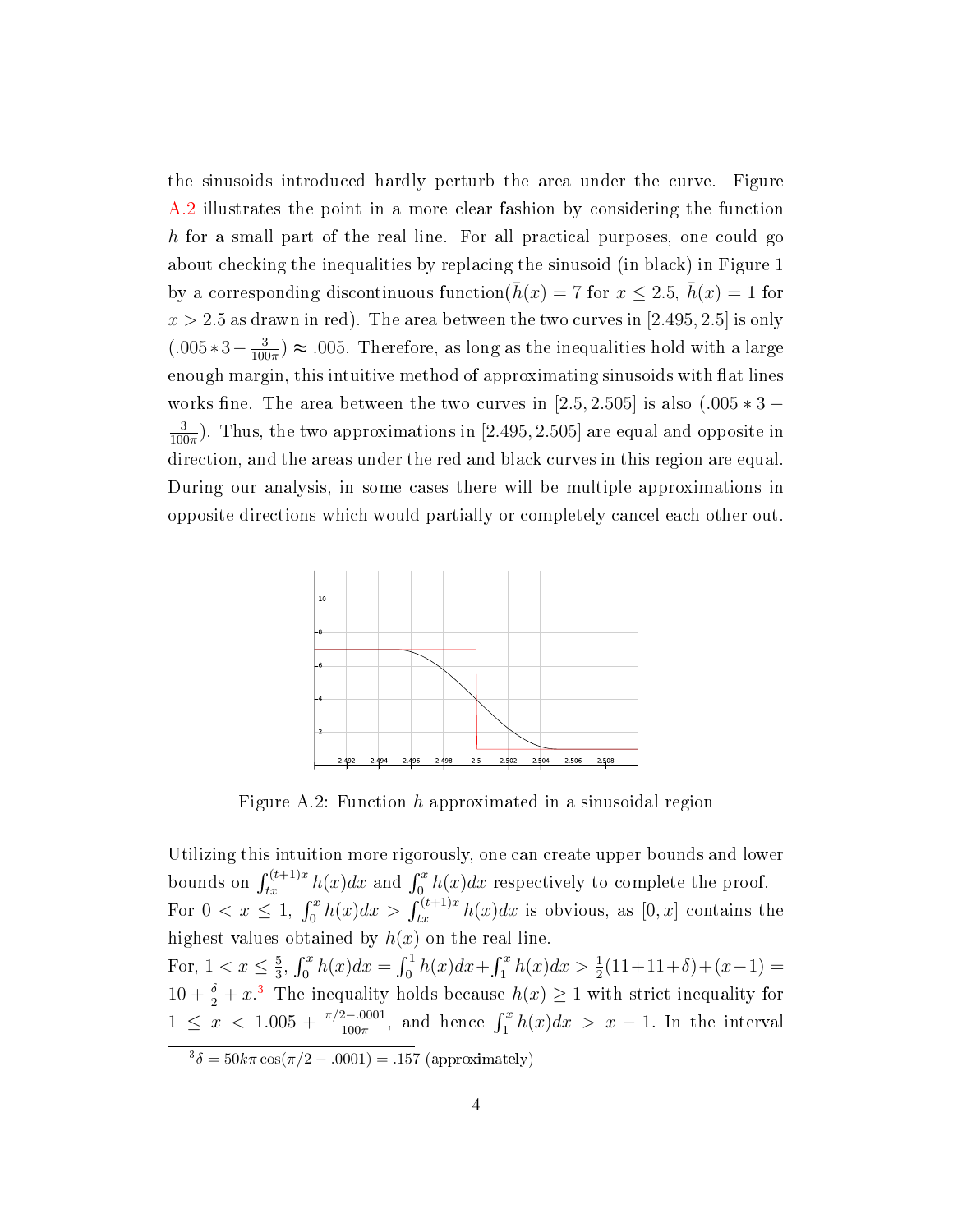the sinusoids introduced hardly perturb the area under the curve. Figure A.2 illustrates the point in a more clear fashion by considering the function $h$ for a small part of the real line. For all practical purposes, one could go about checking the inequalities by replacing the sinusoid (in black) in Figure 1 by a corresponding discontinuous function($\bar{h}(x) = 7$ for $x \leq 2.5$, $\bar{h}(x) = 1$ for $x > 2.5$ as drawn in red). The area between the two curves in $[2.495, 2.5]$ is only $(.005 * 3 - \frac{3}{100\pi}) \approx .005$. Therefore, as long as the inequalities hold with a large enough margin, this intuitive method of approximating sinusoids with flat lines works fine. The area between the two curves in $[2.5, 2.505]$ is also $(.005 * 3 - \frac{3}{100\pi})$. Thus, the two approximations in $[2.495, 2.505]$ are equal and opposite in direction, and the areas under the red and black curves in this region are equal. During our analysis, in some cases there will be multiple approximations in opposite directions which would partially or completely cancel each other out.

Figure A.2: Function $h$ approximated in a sinusoidal region

Utilizing this intuition more rigorously, one can create upper bounds and lower bounds on $\int_{tx}^{(t+1)x} h(x)dx$ and $\int_0^x h(x)dx$ respectively to complete the proof.
For $0 < x \leq 1$, $\int_0^x h(x)dx > \int_{tx}^{(t+1)x} h(x)dx$ is obvious, as $[0, x]$ contains the highest values obtained by $h(x)$ on the real line.
For, $1 < x \leq \frac{5}{3}$, $\int_0^x h(x)dx = \int_0^1 h(x)dx + \int_1^x h(x)dx > \frac{1}{2}(11 + 11 + \delta) + (x - 1) = 10 + \frac{\delta}{2} + x$.[3] The inequality holds because $h(x) \geq 1$ with strict inequality for $1 \leq x < 1.005 + \frac{\pi/2 - .0001}{100\pi}$, and hence $\int_1^x h(x)dx > x - 1$. In the interval

[3] $\delta = 50k\pi \cos(\pi/2 - .0001) = .157$ (approximately)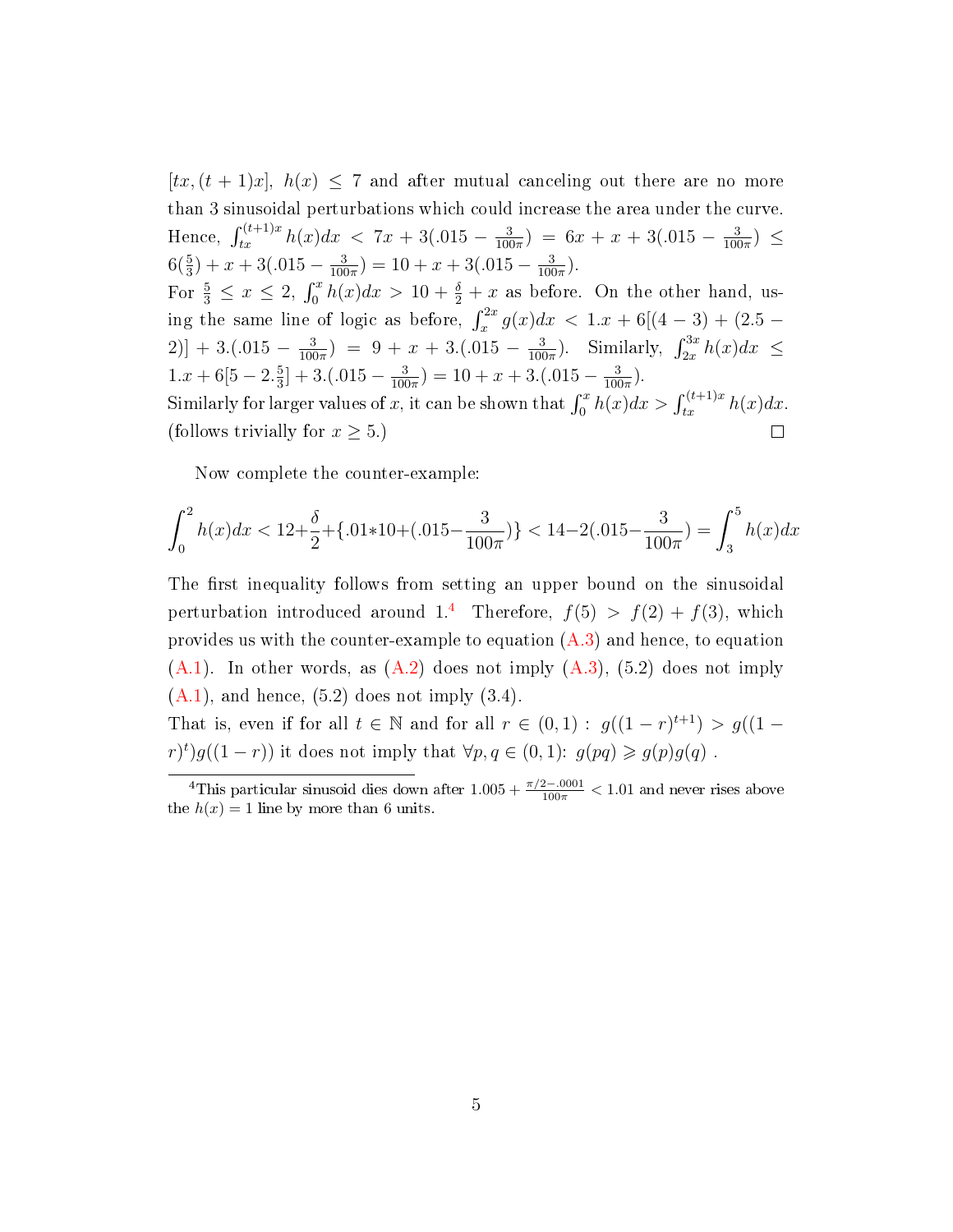$[tx, (t+1)x]$, $h(x) \leq 7$ and after mutual canceling out there are no more than 3 sinusoidal perturbations which could increase the area under the curve. Hence, $\int_{tx}^{(t+1)x} h(x)dx < 7x + 3(.015 - \frac{3}{100\pi}) = 6x + x + 3(.015 - \frac{3}{100\pi}) \leq 6(\frac{5}{3}) + x + 3(.015 - \frac{3}{100\pi}) = 10 + x + 3(.015 - \frac{3}{100\pi})$.

For $\frac{5}{3} \leq x \leq 2$, $\int_0^x h(x)dx > 10 + \frac{\delta}{2} + x$ as before. On the other hand, using the same line of logic as before, $\int_x^{2x} g(x)dx < 1.x + 6[(4-3) + (2.5 - 2)] + 3.(.015 - \frac{3}{100\pi}) = 9 + x + 3.(.015 - \frac{3}{100\pi})$. Similarly, $\int_{2x}^{3x} h(x)dx \leq 1.x + 6[5 - 2.\frac{5}{3}] + 3.(.015 - \frac{3}{100\pi}) = 10 + x + 3.(.015 - \frac{3}{100\pi})$.

Similarly for larger values of $x$, it can be shown that $\int_0^x h(x)dx > \int_{tx}^{(t+1)x} h(x)dx$. (follows trivially for $x \geq 5$.) ∎

Now complete the counter-example:

$$\int_0^2 h(x)dx < 12 + \frac{\delta}{2} + \{.01*10 + (.015 - \frac{3}{100\pi})\} < 14 - 2(.015 - \frac{3}{100\pi}) = \int_3^5 h(x)dx$$

The first inequality follows from setting an upper bound on the sinusoidal perturbation introduced around 1.[4] Therefore, $f(5) > f(2) + f(3)$, which provides us with the counter-example to equation (A.3) and hence, to equation (A.1). In other words, as (A.2) does not imply (A.3), (5.2) does not imply (A.1), and hence, (5.2) does not imply (3.4).

That is, even if for all $t \in \mathbb{N}$ and for all $r \in (0,1)$ : $g((1-r)^{t+1}) > g((1-r)^t)g((1-r))$ it does not imply that $\forall p, q \in (0,1)$: $g(pq) \geqslant g(p)g(q)$ .

[4] This particular sinusoid dies down after $1.005 + \frac{\pi/2 - .0001}{100\pi} < 1.01$ and never rises above the $h(x) = 1$ line by more than 6 units.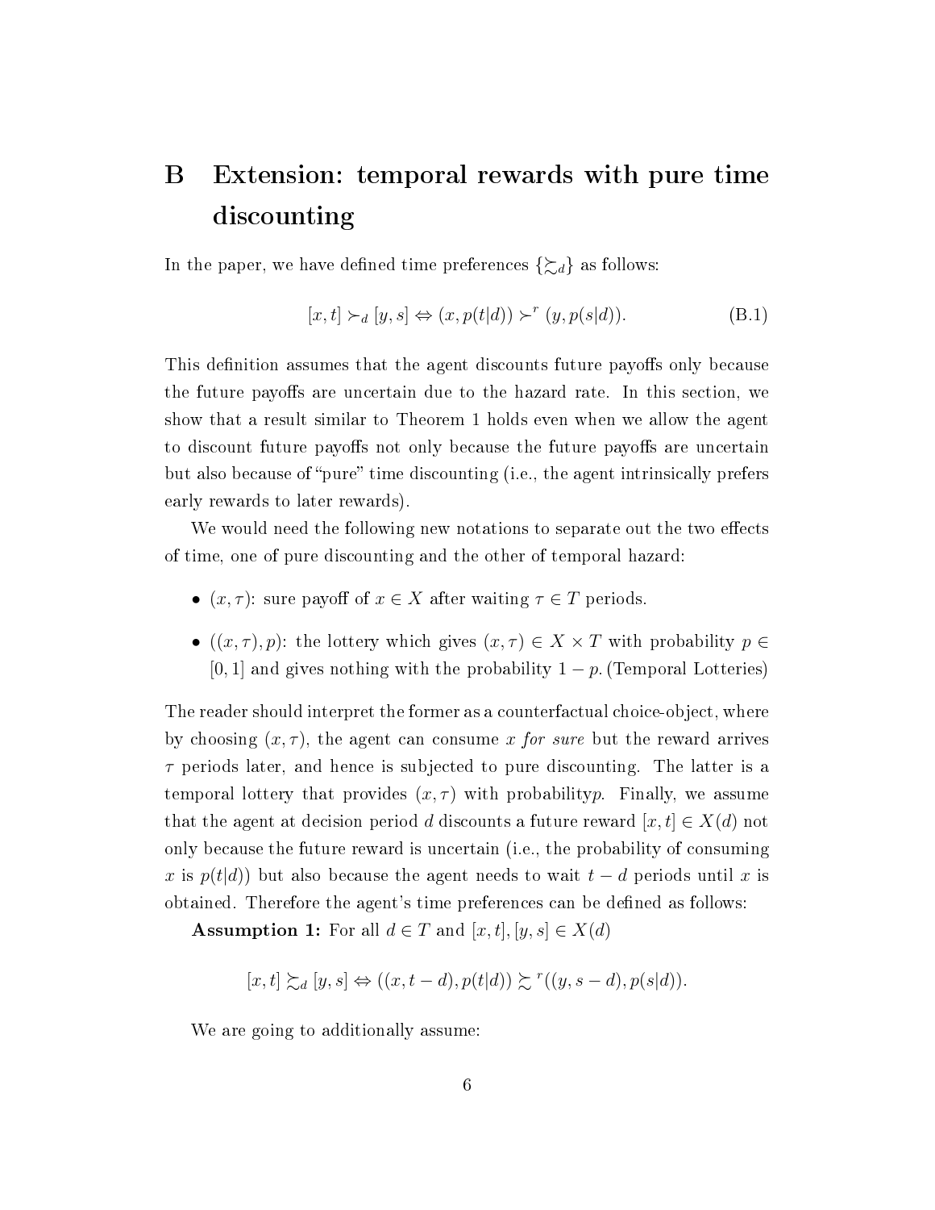# B Extension: temporal rewards with pure time discounting

In the paper, we have defined time preferences $\{\succsim_d\}$ as follows:

$$[x, t] \succ_d [y, s] \Leftrightarrow (x, p(t|d)) \succ^r (y, p(s|d)). \tag{B.1}$$

This definition assumes that the agent discounts future payoffs only because the future payoffs are uncertain due to the hazard rate. In this section, we show that a result similar to Theorem 1 holds even when we allow the agent to discount future payoffs not only because the future payoffs are uncertain but also because of "pure" time discounting (i.e., the agent intrinsically prefers early rewards to later rewards).

We would need the following new notations to separate out the two effects of time, one of pure discounting and the other of temporal hazard:

- $(x, \tau)$: sure payoff of $x \in X$ after waiting $\tau \in T$ periods.
- $((x, \tau), p)$: the lottery which gives $(x, \tau) \in X \times T$ with probability $p \in [0, 1]$ and gives nothing with the probability $1 - p$. (Temporal Lotteries)

The reader should interpret the former as a counterfactual choice-object, where by choosing $(x, \tau)$, the agent can consume $x$ *for sure* but the reward arrives $\tau$ periods later, and hence is subjected to pure discounting. The latter is a temporal lottery that provides $(x, \tau)$ with probability$p$. Finally, we assume that the agent at decision period $d$ discounts a future reward $[x, t] \in X(d)$ not only because the future reward is uncertain (i.e., the probability of consuming $x$ is $p(t|d)$) but also because the agent needs to wait $t - d$ periods until $x$ is obtained. Therefore the agent's time preferences can be defined as follows:

**Assumption 1:** For all $d \in T$ and $[x, t], [y, s] \in X(d)$

$$[x, t] \succsim_d [y, s] \Leftrightarrow ((x, t - d), p(t|d)) \succsim^r ((y, s - d), p(s|d)).$$

We are going to additionally assume: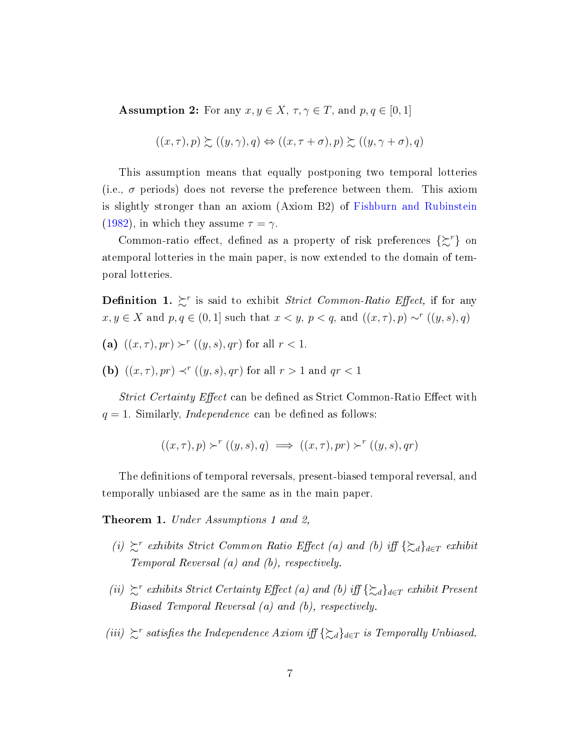**Assumption 2:** For any $x, y \in X$, $\tau, \gamma \in T$, and $p, q \in [0,1]$

$$((x,\tau),p) \succsim ((y,\gamma),q) \Leftrightarrow ((x,\tau+\sigma),p) \succsim ((y,\gamma+\sigma),q)$$

This assumption means that equally postponing two temporal lotteries (i.e., $\sigma$ periods) does not reverse the preference between them. This axiom is slightly stronger than an axiom (Axiom B2) of Fishburn and Rubinstein (1982), in which they assume $\tau = \gamma$.

Common-ratio effect, defined as a property of risk preferences $\{\succsim^r\}$ on atemporal lotteries in the main paper, is now extended to the domain of temporal lotteries.

**Definition 1.** $\succsim^r$ is said to exhibit *Strict Common-Ratio Effect,* if for any $x, y \in X$ and $p, q \in (0,1]$ such that $x < y$, $p < q$, and $((x,\tau),p) \sim^r ((y,s),q)$

**(a)** $((x,\tau),pr) \succ^r ((y,s),qr)$ for all $r < 1$.

**(b)** $((x,\tau),pr) \prec^r ((y,s),qr)$ for all $r > 1$ and $qr < 1$

*Strict Certainty Effect* can be defined as Strict Common-Ratio Effect with $q = 1$. Similarly, *Independence* can be defined as follows:

$$((x,\tau),p) \succ^r ((y,s),q) \implies ((x,\tau),pr) \succ^r ((y,s),qr)$$

The definitions of temporal reversals, present-biased temporal reversal, and temporally unbiased are the same as in the main paper.

**Theorem 1.** *Under Assumptions 1 and 2,*

*(i)* $\succsim^r$ *exhibits Strict Common Ratio Effect (a) and (b) iff* $\{\succsim_d\}_{d\in T}$ *exhibit Temporal Reversal (a) and (b), respectively.*

*(ii)* $\succsim^r$ *exhibits Strict Certainty Effect (a) and (b) iff* $\{\succsim_d\}_{d\in T}$ *exhibit Present Biased Temporal Reversal (a) and (b), respectively.*

*(iii)* $\succsim^r$ *satisfies the Independence Axiom iff* $\{\succsim_d\}_{d\in T}$ *is Temporally Unbiased.*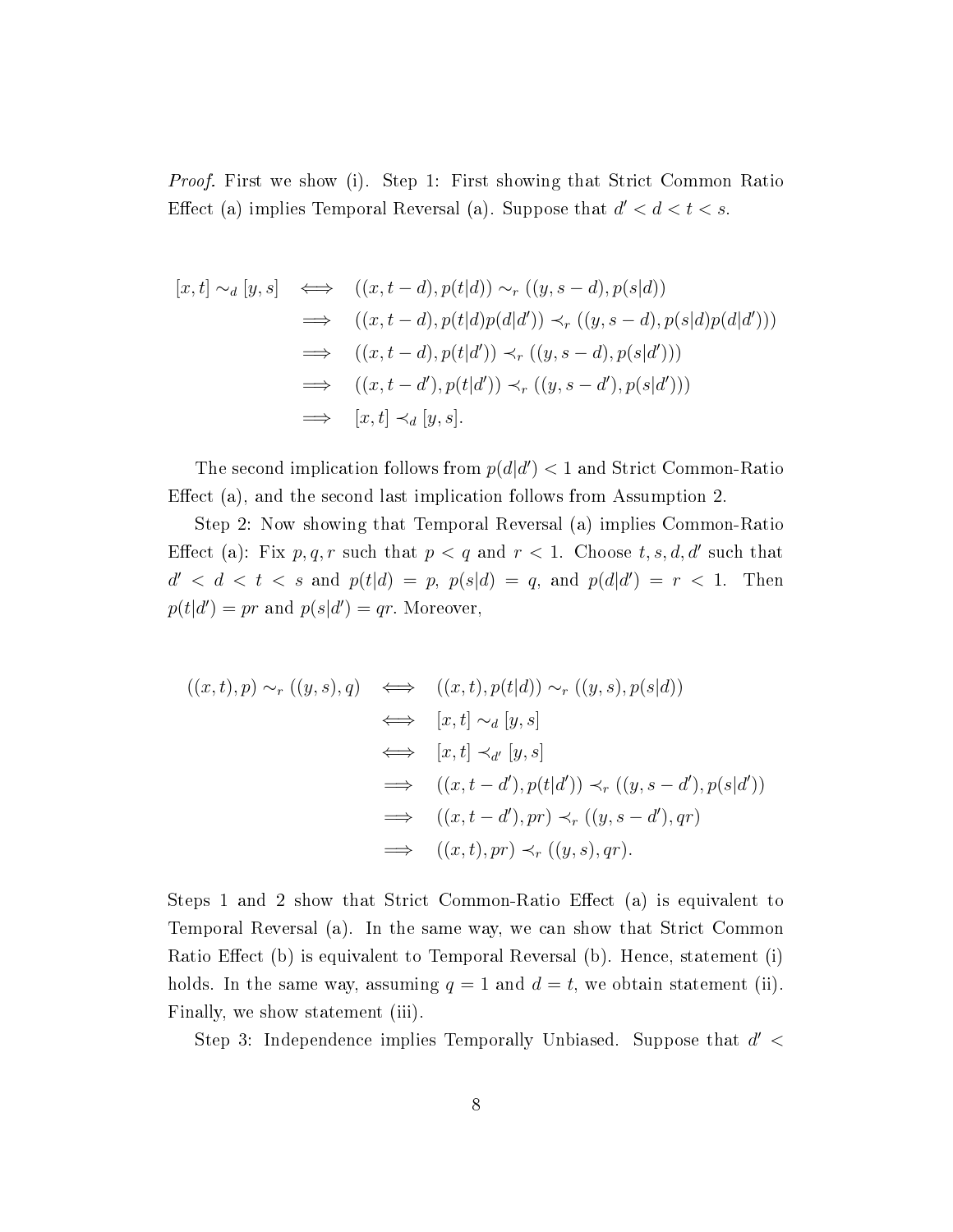*Proof.* First we show (i). Step 1: First showing that Strict Common Ratio Effect (a) implies Temporal Reversal (a). Suppose that $d' < d < t < s$.

$$
\begin{aligned}
[x,t] \sim_d [y,s] &\iff ((x, t-d), p(t|d)) \sim_r ((y, s-d), p(s|d)) \\
&\implies ((x, t-d), p(t|d)p(d|d')) \prec_r ((y, s-d), p(s|d)p(d|d'))) \\
&\implies ((x, t-d), p(t|d')) \prec_r ((y, s-d), p(s|d'))) \\
&\implies ((x, t-d'), p(t|d')) \prec_r ((y, s-d'), p(s|d'))) \\
&\implies [x,t] \prec_d [y,s].
\end{aligned}
$$

The second implication follows from $p(d|d') < 1$ and Strict Common-Ratio Effect (a), and the second last implication follows from Assumption 2.

Step 2: Now showing that Temporal Reversal (a) implies Common-Ratio Effect (a): Fix $p, q, r$ such that $p < q$ and $r < 1$. Choose $t, s, d, d'$ such that $d' < d < t < s$ and $p(t|d) = p$, $p(s|d) = q$, and $p(d|d') = r < 1$. Then $p(t|d') = pr$ and $p(s|d') = qr$. Moreover,

$$
\begin{aligned}
((x,t), p) \sim_r ((y,s), q) &\iff ((x,t), p(t|d)) \sim_r ((y,s), p(s|d)) \\
&\iff [x,t] \sim_d [y,s] \\
&\iff [x,t] \prec_{d'} [y,s] \\
&\implies ((x, t-d'), p(t|d')) \prec_r ((y, s-d'), p(s|d')) \\
&\implies ((x, t-d'), pr) \prec_r ((y, s-d'), qr) \\
&\implies ((x,t), pr) \prec_r ((y,s), qr).
\end{aligned}
$$

Steps 1 and 2 show that Strict Common-Ratio Effect (a) is equivalent to Temporal Reversal (a). In the same way, we can show that Strict Common Ratio Effect (b) is equivalent to Temporal Reversal (b). Hence, statement (i) holds. In the same way, assuming $q = 1$ and $d = t$, we obtain statement (ii). Finally, we show statement (iii).

Step 3: Independence implies Temporally Unbiased. Suppose that $d' <$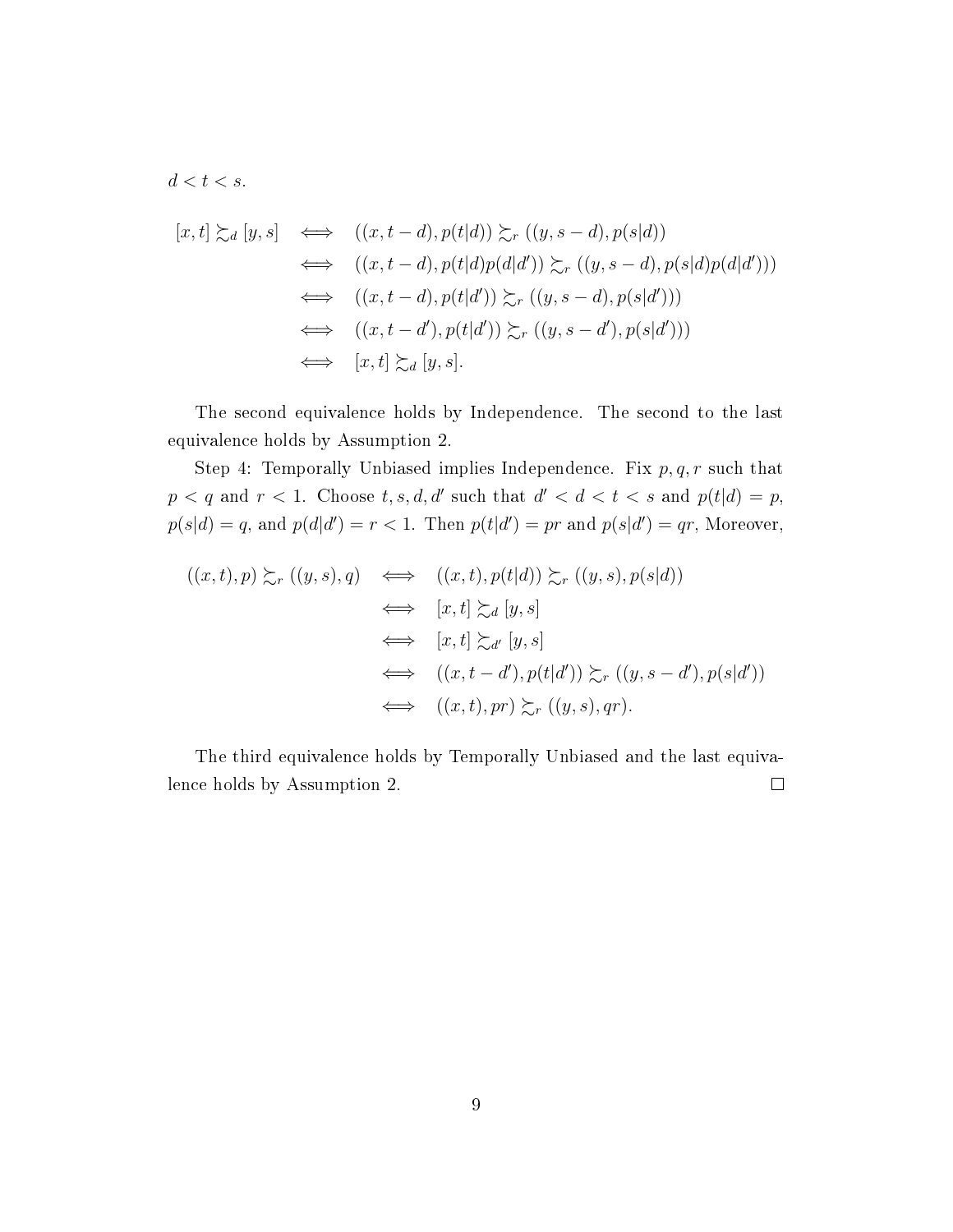$d < t < s$.

$$
\begin{aligned}
[x,t] \succsim_d [y,s] &\iff ((x,t-d), p(t|d)) \succsim_r ((y,s-d), p(s|d)) \\
&\iff ((x,t-d), p(t|d)p(d|d')) \succsim_r ((y,s-d), p(s|d)p(d|d'))) \\
&\iff ((x,t-d), p(t|d')) \succsim_r ((y,s-d), p(s|d'))) \\
&\iff ((x,t-d'), p(t|d')) \succsim_r ((y,s-d'), p(s|d'))) \\
&\iff [x,t] \succsim_d [y,s].
\end{aligned}
$$

The second equivalence holds by Independence. The second to the last equivalence holds by Assumption 2.

Step 4: Temporally Unbiased implies Independence. Fix $p, q, r$ such that $p < q$ and $r < 1$. Choose $t, s, d, d'$ such that $d' < d < t < s$ and $p(t|d) = p$, $p(s|d) = q$, and $p(d|d') = r < 1$. Then $p(t|d') = pr$ and $p(s|d') = qr$, Moreover,

$$
\begin{aligned}
((x,t),p) \succsim_r ((y,s),q) &\iff ((x,t), p(t|d)) \succsim_r ((y,s), p(s|d)) \\
&\iff [x,t] \succsim_d [y,s] \\
&\iff [x,t] \succsim_{d'} [y,s] \\
&\iff ((x,t-d'), p(t|d')) \succsim_r ((y,s-d'), p(s|d')) \\
&\iff ((x,t), pr) \succsim_r ((y,s), qr).
\end{aligned}
$$

The third equivalence holds by Temporally Unbiased and the last equivalence holds by Assumption 2. $\square$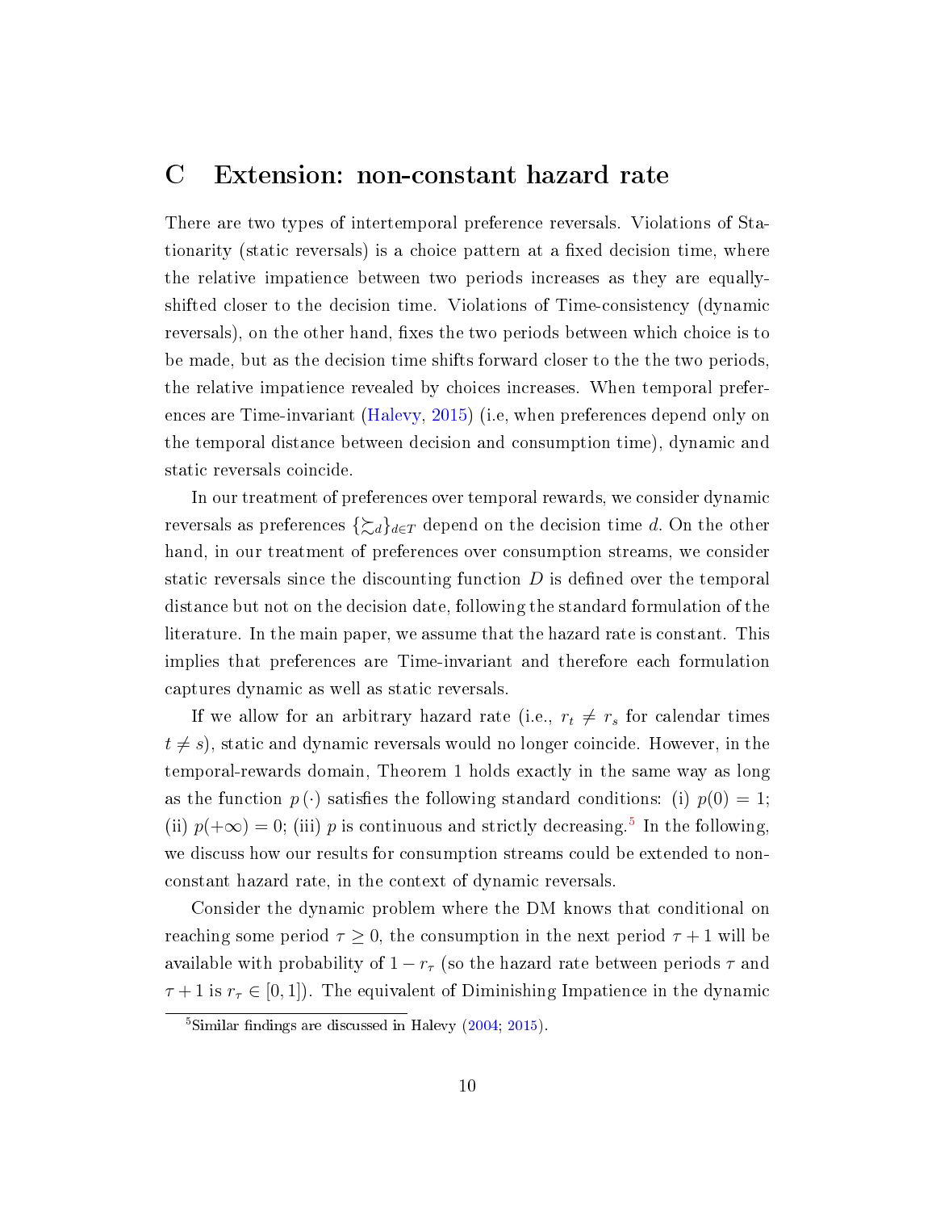## C Extension: non-constant hazard rate

There are two types of intertemporal preference reversals. Violations of Stationarity (static reversals) is a choice pattern at a fixed decision time, where the relative impatience between two periods increases as they are equally-shifted closer to the decision time. Violations of Time-consistency (dynamic reversals), on the other hand, fixes the two periods between which choice is to be made, but as the decision time shifts forward closer to the the two periods, the relative impatience revealed by choices increases. When temporal preferences are Time-invariant (Halevy, 2015) (i.e, when preferences depend only on the temporal distance between decision and consumption time), dynamic and static reversals coincide.

In our treatment of preferences over temporal rewards, we consider dynamic reversals as preferences $\{\succsim_d\}_{d\in T}$ depend on the decision time $d$. On the other hand, in our treatment of preferences over consumption streams, we consider static reversals since the discounting function $D$ is defined over the temporal distance but not on the decision date, following the standard formulation of the literature. In the main paper, we assume that the hazard rate is constant. This implies that preferences are Time-invariant and therefore each formulation captures dynamic as well as static reversals.

If we allow for an arbitrary hazard rate (i.e., $r_t \neq r_s$ for calendar times $t \neq s$), static and dynamic reversals would no longer coincide. However, in the temporal-rewards domain, Theorem 1 holds exactly in the same way as long as the function $p(\cdot)$ satisfies the following standard conditions: (i) $p(0) = 1$; (ii) $p(+\infty) = 0$; (iii) $p$ is continuous and strictly decreasing.[5] In the following, we discuss how our results for consumption streams could be extended to non-constant hazard rate, in the context of dynamic reversals.

Consider the dynamic problem where the DM knows that conditional on reaching some period $\tau \geq 0$, the consumption in the next period $\tau + 1$ will be available with probability of $1 - r_\tau$ (so the hazard rate between periods $\tau$ and $\tau + 1$ is $r_\tau \in [0, 1]$). The equivalent of Diminishing Impatience in the dynamic

[5] Similar findings are discussed in Halevy (2004; 2015).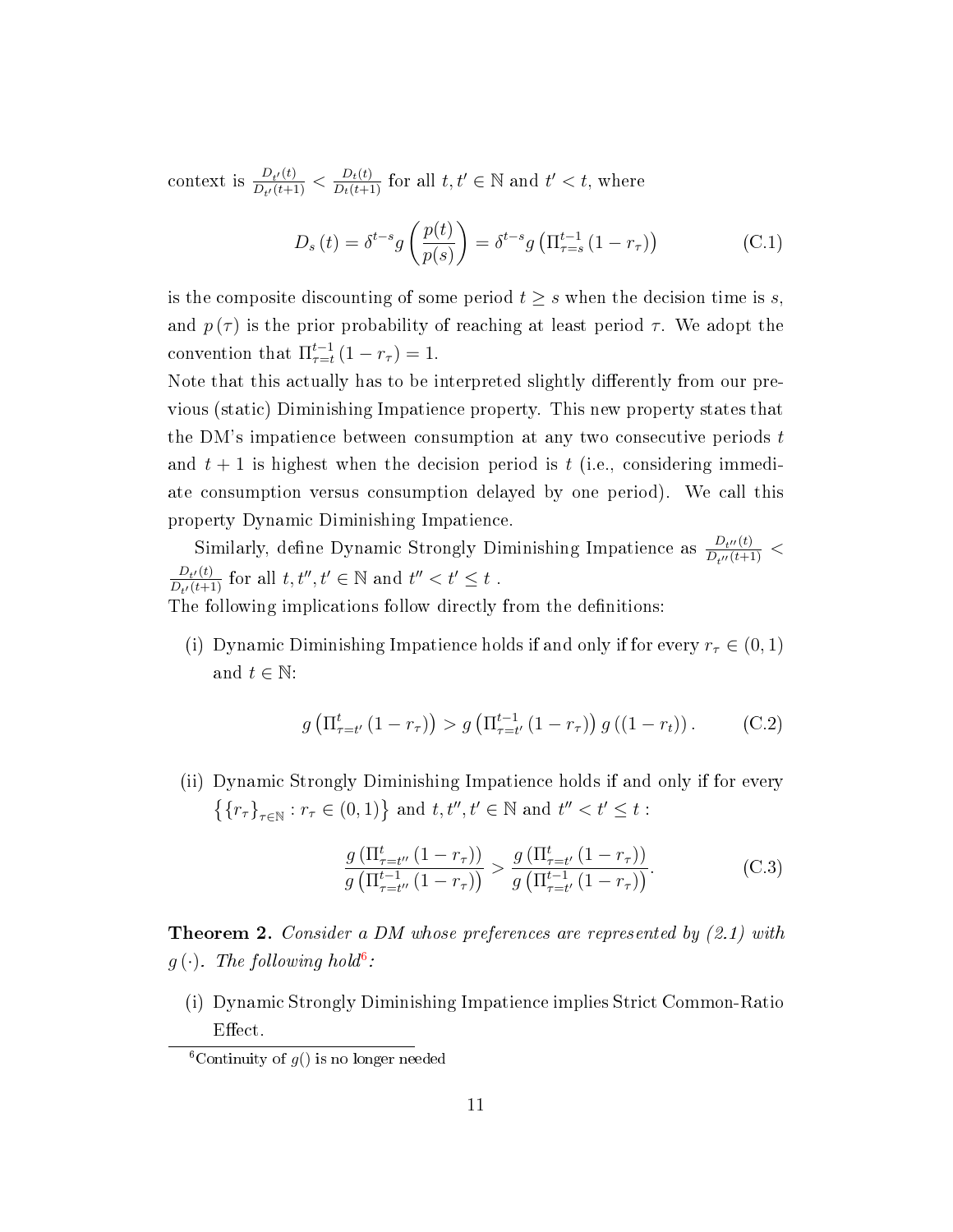context is $\frac{D_{t'}(t)}{D_{t'}(t+1)} < \frac{D_t(t)}{D_t(t+1)}$ for all $t, t' \in \mathbb{N}$ and $t' < t$, where

$$D_s(t) = \delta^{t-s} g\left(\frac{p(t)}{p(s)}\right) = \delta^{t-s} g\left(\Pi_{\tau=s}^{t-1}(1-r_\tau)\right) \tag{C.1}$$

is the composite discounting of some period $t \geq s$ when the decision time is $s$, and $p(\tau)$ is the prior probability of reaching at least period $\tau$. We adopt the convention that $\Pi_{\tau=t}^{t-1}(1-r_\tau) = 1$.

Note that this actually has to be interpreted slightly differently from our previous (static) Diminishing Impatience property. This new property states that the DM's impatience between consumption at any two consecutive periods $t$ and $t+1$ is highest when the decision period is $t$ (i.e., considering immediate consumption versus consumption delayed by one period). We call this property Dynamic Diminishing Impatience.

Similarly, define Dynamic Strongly Diminishing Impatience as $\frac{D_{t''}(t)}{D_{t''}(t+1)} < \frac{D_{t'}(t)}{D_{t'}(t+1)}$ for all $t, t'', t' \in \mathbb{N}$ and $t'' < t' \leq t$ .

The following implications follow directly from the definitions:

(i) Dynamic Diminishing Impatience holds if and only if for every $r_\tau \in (0,1)$ and $t \in \mathbb{N}$:

$$g\left(\Pi_{\tau=t'}^{t}(1-r_\tau)\right) > g\left(\Pi_{\tau=t'}^{t-1}(1-r_\tau)\right) g\left((1-r_t)\right). \tag{C.2}$$

(ii) Dynamic Strongly Diminishing Impatience holds if and only if for every $\left\{\{r_\tau\}_{\tau\in\mathbb{N}} : r_\tau \in (0,1)\right\}$ and $t, t'', t' \in \mathbb{N}$ and $t'' < t' \leq t$ :

$$\frac{g\left(\Pi_{\tau=t''}^{t}(1-r_\tau)\right)}{g\left(\Pi_{\tau=t''}^{t-1}(1-r_\tau)\right)} > \frac{g\left(\Pi_{\tau=t'}^{t}(1-r_\tau)\right)}{g\left(\Pi_{\tau=t'}^{t-1}(1-r_\tau)\right)}. \tag{C.3}$$

**Theorem 2.** *Consider a DM whose preferences are represented by (2.1) with $g(\cdot)$. The following hold*[6]*:*

(i) Dynamic Strongly Diminishing Impatience implies Strict Common-Ratio Effect.

[6] Continuity of $g()$ is no longer needed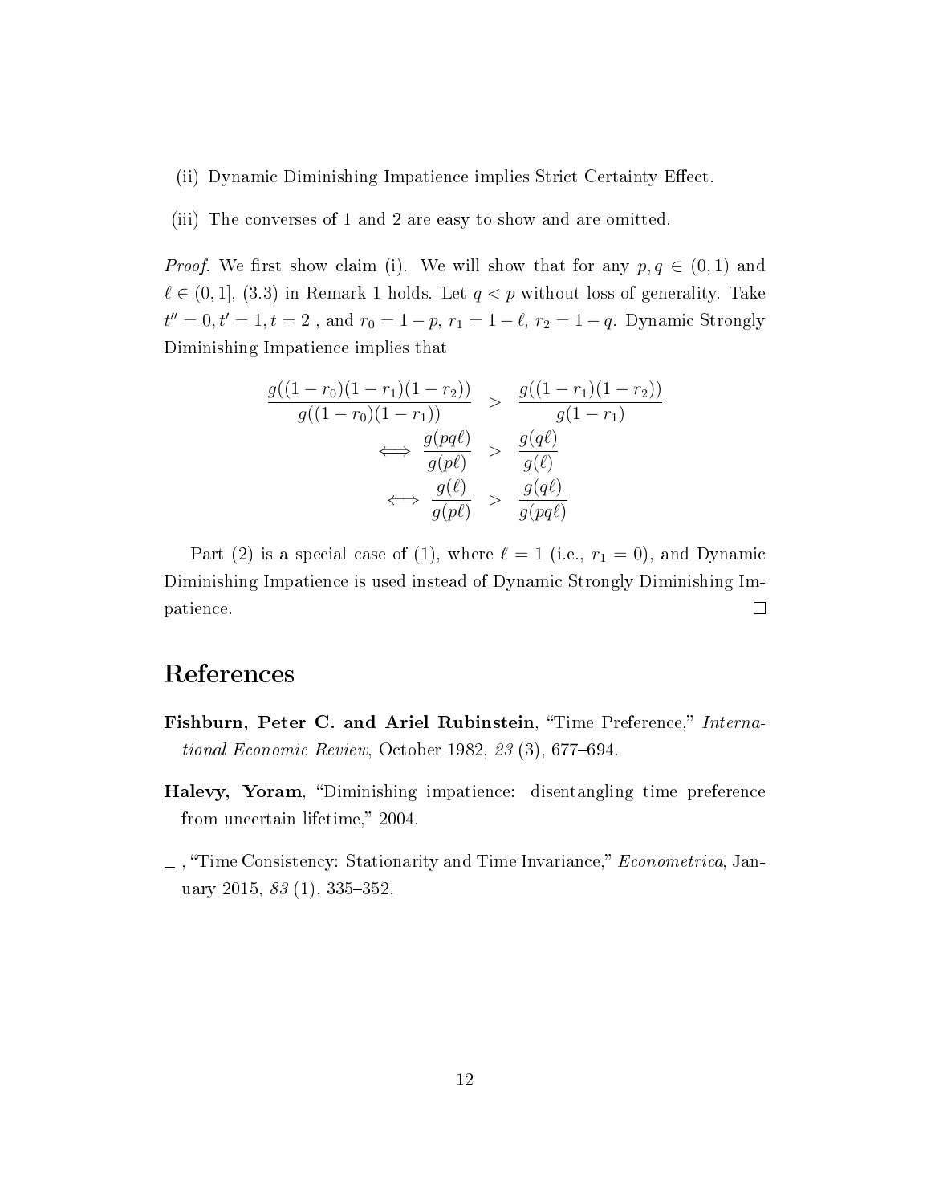(ii) Dynamic Diminishing Impatience implies Strict Certainty Effect.

(iii) The converses of 1 and 2 are easy to show and are omitted.

*Proof.* We first show claim (i). We will show that for any $p, q \in (0,1)$ and $\ell \in (0,1]$, (3.3) in Remark 1 holds. Let $q < p$ without loss of generality. Take $t'' = 0, t' = 1, t = 2$ , and $r_0 = 1-p$, $r_1 = 1-\ell$, $r_2 = 1-q$. Dynamic Strongly Diminishing Impatience implies that

$$
\begin{aligned}
\frac{g((1-r_0)(1-r_1)(1-r_2))}{g((1-r_0)(1-r_1))} &> \frac{g((1-r_1)(1-r_2))}{g(1-r_1)} \\
\iff \frac{g(pq\ell)}{g(p\ell)} &> \frac{g(q\ell)}{g(\ell)} \\
\iff \frac{g(\ell)}{g(p\ell)} &> \frac{g(q\ell)}{g(pq\ell)}
\end{aligned}
$$

Part (2) is a special case of (1), where $\ell = 1$ (i.e., $r_1 = 0$), and Dynamic Diminishing Impatience is used instead of Dynamic Strongly Diminishing Impatience. □

# References

**Fishburn, Peter C. and Ariel Rubinstein**, "Time Preference," *International Economic Review*, October 1982, *23* (3), 677–694.

**Halevy, Yoram**, "Diminishing impatience: disentangling time preference from uncertain lifetime," 2004.

\_ , "Time Consistency: Stationarity and Time Invariance," *Econometrica*, January 2015, *83* (1), 335–352.